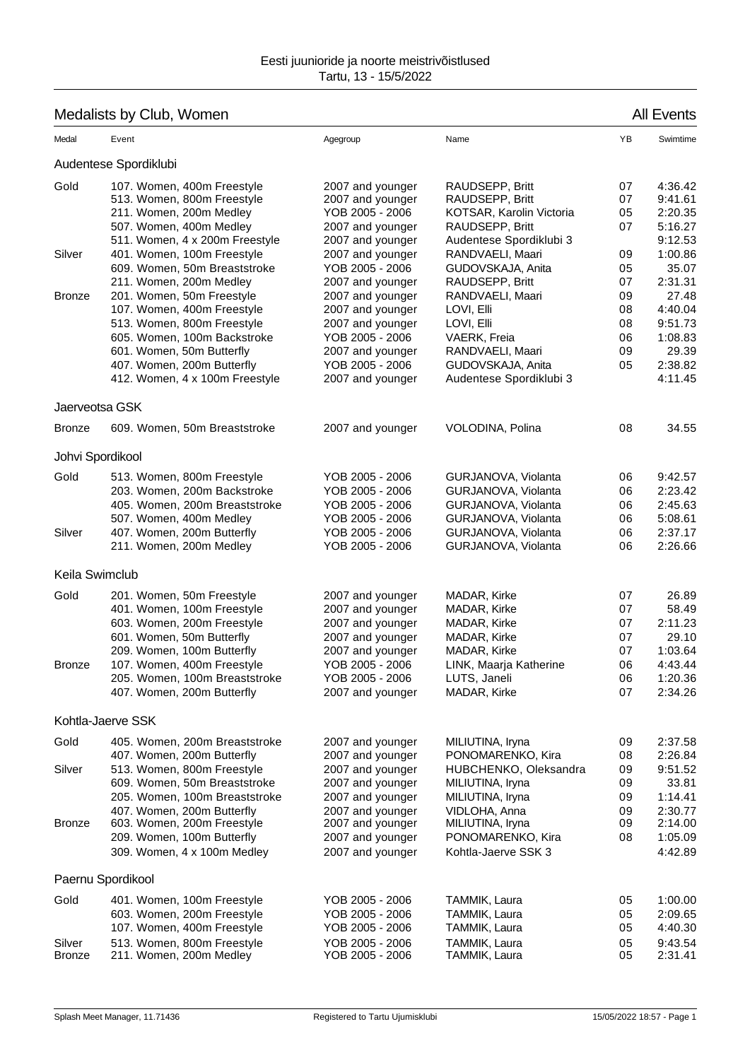Eesti juunioride ja noorte meistrivõistlused
Tartu, 13 - 15/5/2022

## Medalists by Club, Women

All Events

| Medal | Event | Agegroup | Name | YB | Swimtime |
|---|---|---|---|---|---|
| **Audentese Spordiklubi** | | | | | |
| Gold | 107. Women, 400m Freestyle | 2007 and younger | RAUDSEPP, Britt | 07 | 4:36.42 |
| | 513. Women, 800m Freestyle | 2007 and younger | RAUDSEPP, Britt | 07 | 9:41.61 |
| | 211. Women, 200m Medley | YOB 2005 - 2006 | KOTSAR, Karolin Victoria | 05 | 2:20.35 |
| | 507. Women, 400m Medley | 2007 and younger | RAUDSEPP, Britt | 07 | 5:16.27 |
| | 511. Women, 4 x 200m Freestyle | 2007 and younger | Audentese Spordiklubi 3 | | 9:12.53 |
| Silver | 401. Women, 100m Freestyle | 2007 and younger | RANDVAELI, Maari | 09 | 1:00.86 |
| | 609. Women, 50m Breaststroke | YOB 2005 - 2006 | GUDOVSKAJA, Anita | 05 | 35.07 |
| | 211. Women, 200m Medley | 2007 and younger | RAUDSEPP, Britt | 07 | 2:31.31 |
| Bronze | 201. Women, 50m Freestyle | 2007 and younger | RANDVAELI, Maari | 09 | 27.48 |
| | 107. Women, 400m Freestyle | 2007 and younger | LOVI, Elli | 08 | 4:40.04 |
| | 513. Women, 800m Freestyle | 2007 and younger | LOVI, Elli | 08 | 9:51.73 |
| | 605. Women, 100m Backstroke | YOB 2005 - 2006 | VAERK, Freia | 06 | 1:08.83 |
| | 601. Women, 50m Butterfly | 2007 and younger | RANDVAELI, Maari | 09 | 29.39 |
| | 407. Women, 200m Butterfly | YOB 2005 - 2006 | GUDOVSKAJA, Anita | 05 | 2:38.82 |
| | 412. Women, 4 x 100m Freestyle | 2007 and younger | Audentese Spordiklubi 3 | | 4:11.45 |
| **Jaerveotsa GSK** | | | | | |
| Bronze | 609. Women, 50m Breaststroke | 2007 and younger | VOLODINA, Polina | 08 | 34.55 |
| **Johvi Spordikool** | | | | | |
| Gold | 513. Women, 800m Freestyle | YOB 2005 - 2006 | GURJANOVA, Violanta | 06 | 9:42.57 |
| | 203. Women, 200m Backstroke | YOB 2005 - 2006 | GURJANOVA, Violanta | 06 | 2:23.42 |
| | 405. Women, 200m Breaststroke | YOB 2005 - 2006 | GURJANOVA, Violanta | 06 | 2:45.63 |
| | 507. Women, 400m Medley | YOB 2005 - 2006 | GURJANOVA, Violanta | 06 | 5:08.61 |
| Silver | 407. Women, 200m Butterfly | YOB 2005 - 2006 | GURJANOVA, Violanta | 06 | 2:37.17 |
| | 211. Women, 200m Medley | YOB 2005 - 2006 | GURJANOVA, Violanta | 06 | 2:26.66 |
| **Keila Swimclub** | | | | | |
| Gold | 201. Women, 50m Freestyle | 2007 and younger | MADAR, Kirke | 07 | 26.89 |
| | 401. Women, 100m Freestyle | 2007 and younger | MADAR, Kirke | 07 | 58.49 |
| | 603. Women, 200m Freestyle | 2007 and younger | MADAR, Kirke | 07 | 2:11.23 |
| | 601. Women, 50m Butterfly | 2007 and younger | MADAR, Kirke | 07 | 29.10 |
| | 209. Women, 100m Butterfly | 2007 and younger | MADAR, Kirke | 07 | 1:03.64 |
| Bronze | 107. Women, 400m Freestyle | YOB 2005 - 2006 | LINK, Maarja Katherine | 06 | 4:43.44 |
| | 205. Women, 100m Breaststroke | YOB 2005 - 2006 | LUTS, Janeli | 06 | 1:20.36 |
| | 407. Women, 200m Butterfly | 2007 and younger | MADAR, Kirke | 07 | 2:34.26 |
| **Kohtla-Jaerve SSK** | | | | | |
| Gold | 405. Women, 200m Breaststroke | 2007 and younger | MILIUTINA, Iryna | 09 | 2:37.58 |
| | 407. Women, 200m Butterfly | 2007 and younger | PONOMARENKO, Kira | 08 | 2:26.84 |
| Silver | 513. Women, 800m Freestyle | 2007 and younger | HUBCHENKO, Oleksandra | 09 | 9:51.52 |
| | 609. Women, 50m Breaststroke | 2007 and younger | MILIUTINA, Iryna | 09 | 33.81 |
| | 205. Women, 100m Breaststroke | 2007 and younger | MILIUTINA, Iryna | 09 | 1:14.41 |
| | 407. Women, 200m Butterfly | 2007 and younger | VIDLOHA, Anna | 09 | 2:30.77 |
| Bronze | 603. Women, 200m Freestyle | 2007 and younger | MILIUTINA, Iryna | 09 | 2:14.00 |
| | 209. Women, 100m Butterfly | 2007 and younger | PONOMARENKO, Kira | 08 | 1:05.09 |
| | 309. Women, 4 x 100m Medley | 2007 and younger | Kohtla-Jaerve SSK 3 | | 4:42.89 |
| **Paernu Spordikool** | | | | | |
| Gold | 401. Women, 100m Freestyle | YOB 2005 - 2006 | TAMMIK, Laura | 05 | 1:00.00 |
| | 603. Women, 200m Freestyle | YOB 2005 - 2006 | TAMMIK, Laura | 05 | 2:09.65 |
| | 107. Women, 400m Freestyle | YOB 2005 - 2006 | TAMMIK, Laura | 05 | 4:40.30 |
| Silver | 513. Women, 800m Freestyle | YOB 2005 - 2006 | TAMMIK, Laura | 05 | 9:43.54 |
| Bronze | 211. Women, 200m Medley | YOB 2005 - 2006 | TAMMIK, Laura | 05 | 2:31.41 |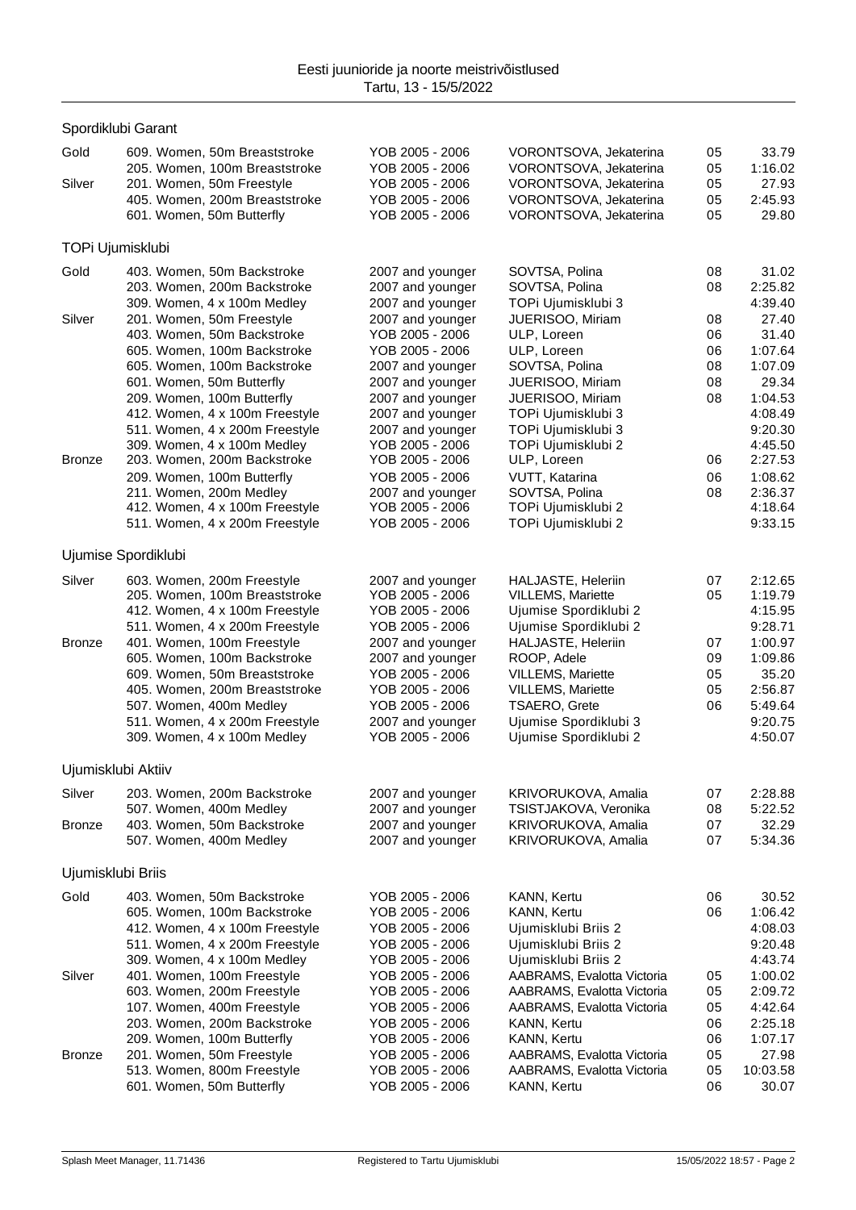Eesti juunioride ja noorte meistrivõistlused
Tartu, 13 - 15/5/2022

## Spordiklubi Garant

| Medal | Event | Age group | Name | YOB | Time |
|---|---|---|---|---|---|
| Gold | 609. Women, 50m Breaststroke | YOB 2005 - 2006 | VORONTSOVA, Jekaterina | 05 | 33.79 |
| | 205. Women, 100m Breaststroke | YOB 2005 - 2006 | VORONTSOVA, Jekaterina | 05 | 1:16.02 |
| Silver | 201. Women, 50m Freestyle | YOB 2005 - 2006 | VORONTSOVA, Jekaterina | 05 | 27.93 |
| | 405. Women, 200m Breaststroke | YOB 2005 - 2006 | VORONTSOVA, Jekaterina | 05 | 2:45.93 |
| | 601. Women, 50m Butterfly | YOB 2005 - 2006 | VORONTSOVA, Jekaterina | 05 | 29.80 |

## TOPi Ujumisklubi

| Medal | Event | Age group | Name | YOB | Time |
|---|---|---|---|---|---|
| Gold | 403. Women, 50m Backstroke | 2007 and younger | SOVTSA, Polina | 08 | 31.02 |
| | 203. Women, 200m Backstroke | 2007 and younger | SOVTSA, Polina | 08 | 2:25.82 |
| | 309. Women, 4 x 100m Medley | 2007 and younger | TOPi Ujumisklubi 3 | | 4:39.40 |
| Silver | 201. Women, 50m Freestyle | 2007 and younger | JUERISOO, Miriam | 08 | 27.40 |
| | 403. Women, 50m Backstroke | YOB 2005 - 2006 | ULP, Loreen | 06 | 31.40 |
| | 605. Women, 100m Backstroke | YOB 2005 - 2006 | ULP, Loreen | 06 | 1:07.64 |
| | 605. Women, 100m Backstroke | 2007 and younger | SOVTSA, Polina | 08 | 1:07.09 |
| | 601. Women, 50m Butterfly | 2007 and younger | JUERISOO, Miriam | 08 | 29.34 |
| | 209. Women, 100m Butterfly | 2007 and younger | JUERISOO, Miriam | 08 | 1:04.53 |
| | 412. Women, 4 x 100m Freestyle | 2007 and younger | TOPi Ujumisklubi 3 | | 4:08.49 |
| | 511. Women, 4 x 200m Freestyle | 2007 and younger | TOPi Ujumisklubi 3 | | 9:20.30 |
| | 309. Women, 4 x 100m Medley | YOB 2005 - 2006 | TOPi Ujumisklubi 2 | | 4:45.50 |
| Bronze | 203. Women, 200m Backstroke | YOB 2005 - 2006 | ULP, Loreen | 06 | 2:27.53 |
| | 209. Women, 100m Butterfly | YOB 2005 - 2006 | VUTT, Katarina | 06 | 1:08.62 |
| | 211. Women, 200m Medley | 2007 and younger | SOVTSA, Polina | 08 | 2:36.37 |
| | 412. Women, 4 x 100m Freestyle | YOB 2005 - 2006 | TOPi Ujumisklubi 2 | | 4:18.64 |
| | 511. Women, 4 x 200m Freestyle | YOB 2005 - 2006 | TOPi Ujumisklubi 2 | | 9:33.15 |

## Ujumise Spordiklubi

| Medal | Event | Age group | Name | YOB | Time |
|---|---|---|---|---|---|
| Silver | 603. Women, 200m Freestyle | 2007 and younger | HALJASTE, Heleriin | 07 | 2:12.65 |
| | 205. Women, 100m Breaststroke | YOB 2005 - 2006 | VILLEMS, Mariette | 05 | 1:19.79 |
| | 412. Women, 4 x 100m Freestyle | YOB 2005 - 2006 | Ujumise Spordiklubi 2 | | 4:15.95 |
| | 511. Women, 4 x 200m Freestyle | YOB 2005 - 2006 | Ujumise Spordiklubi 2 | | 9:28.71 |
| Bronze | 401. Women, 100m Freestyle | 2007 and younger | HALJASTE, Heleriin | 07 | 1:00.97 |
| | 605. Women, 100m Backstroke | 2007 and younger | ROOP, Adele | 09 | 1:09.86 |
| | 609. Women, 50m Breaststroke | YOB 2005 - 2006 | VILLEMS, Mariette | 05 | 35.20 |
| | 405. Women, 200m Breaststroke | YOB 2005 - 2006 | VILLEMS, Mariette | 05 | 2:56.87 |
| | 507. Women, 400m Medley | YOB 2005 - 2006 | TSAERO, Grete | 06 | 5:49.64 |
| | 511. Women, 4 x 200m Freestyle | 2007 and younger | Ujumise Spordiklubi 3 | | 9:20.75 |
| | 309. Women, 4 x 100m Medley | YOB 2005 - 2006 | Ujumise Spordiklubi 2 | | 4:50.07 |

## Ujumisklubi Aktiiv

| Medal | Event | Age group | Name | YOB | Time |
|---|---|---|---|---|---|
| Silver | 203. Women, 200m Backstroke | 2007 and younger | KRIVORUKOVA, Amalia | 07 | 2:28.88 |
| | 507. Women, 400m Medley | 2007 and younger | TSISTJAKOVA, Veronika | 08 | 5:22.52 |
| Bronze | 403. Women, 50m Backstroke | 2007 and younger | KRIVORUKOVA, Amalia | 07 | 32.29 |
| | 507. Women, 400m Medley | 2007 and younger | KRIVORUKOVA, Amalia | 07 | 5:34.36 |

## Ujumisklubi Briis

| Medal | Event | Age group | Name | YOB | Time |
|---|---|---|---|---|---|
| Gold | 403. Women, 50m Backstroke | YOB 2005 - 2006 | KANN, Kertu | 06 | 30.52 |
| | 605. Women, 100m Backstroke | YOB 2005 - 2006 | KANN, Kertu | 06 | 1:06.42 |
| | 412. Women, 4 x 100m Freestyle | YOB 2005 - 2006 | Ujumisklubi Briis 2 | | 4:08.03 |
| | 511. Women, 4 x 200m Freestyle | YOB 2005 - 2006 | Ujumisklubi Briis 2 | | 9:20.48 |
| | 309. Women, 4 x 100m Medley | YOB 2005 - 2006 | Ujumisklubi Briis 2 | | 4:43.74 |
| Silver | 401. Women, 100m Freestyle | YOB 2005 - 2006 | AABRAMS, Evalotta Victoria | 05 | 1:00.02 |
| | 603. Women, 200m Freestyle | YOB 2005 - 2006 | AABRAMS, Evalotta Victoria | 05 | 2:09.72 |
| | 107. Women, 400m Freestyle | YOB 2005 - 2006 | AABRAMS, Evalotta Victoria | 05 | 4:42.64 |
| | 203. Women, 200m Backstroke | YOB 2005 - 2006 | KANN, Kertu | 06 | 2:25.18 |
| | 209. Women, 100m Butterfly | YOB 2005 - 2006 | KANN, Kertu | 06 | 1:07.17 |
| Bronze | 201. Women, 50m Freestyle | YOB 2005 - 2006 | AABRAMS, Evalotta Victoria | 05 | 27.98 |
| | 513. Women, 800m Freestyle | YOB 2005 - 2006 | AABRAMS, Evalotta Victoria | 05 | 10:03.58 |
| | 601. Women, 50m Butterfly | YOB 2005 - 2006 | KANN, Kertu | 06 | 30.07 |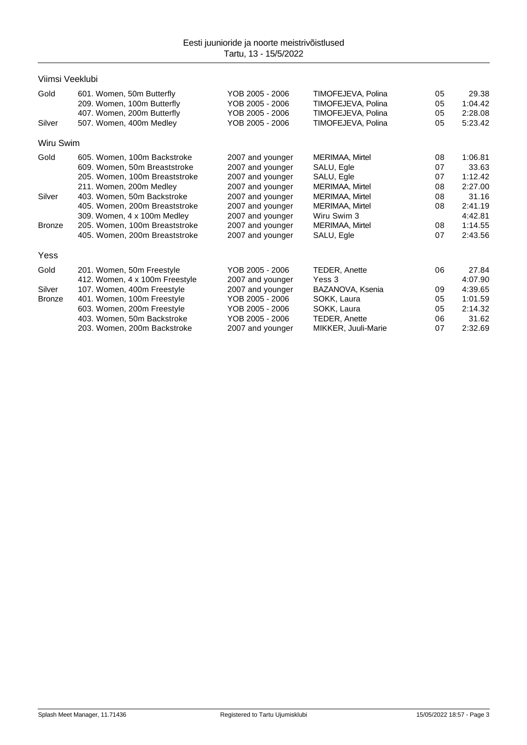Eesti juunioride ja noorte meistrivõistlused
Tartu, 13 - 15/5/2022

## Viimsi Veeklubi

| | | | | | |
|---|---|---|---|---|---|
| Gold | 601. Women, 50m Butterfly | YOB 2005 - 2006 | TIMOFEJEVA, Polina | 05 | 29.38 |
| | 209. Women, 100m Butterfly | YOB 2005 - 2006 | TIMOFEJEVA, Polina | 05 | 1:04.42 |
| | 407. Women, 200m Butterfly | YOB 2005 - 2006 | TIMOFEJEVA, Polina | 05 | 2:28.08 |
| Silver | 507. Women, 400m Medley | YOB 2005 - 2006 | TIMOFEJEVA, Polina | 05 | 5:23.42 |

## Wiru Swim

| | | | | | |
|---|---|---|---|---|---|
| Gold | 605. Women, 100m Backstroke | 2007 and younger | MERIMAA, Mirtel | 08 | 1:06.81 |
| | 609. Women, 50m Breaststroke | 2007 and younger | SALU, Egle | 07 | 33.63 |
| | 205. Women, 100m Breaststroke | 2007 and younger | SALU, Egle | 07 | 1:12.42 |
| | 211. Women, 200m Medley | 2007 and younger | MERIMAA, Mirtel | 08 | 2:27.00 |
| Silver | 403. Women, 50m Backstroke | 2007 and younger | MERIMAA, Mirtel | 08 | 31.16 |
| | 405. Women, 200m Breaststroke | 2007 and younger | MERIMAA, Mirtel | 08 | 2:41.19 |
| | 309. Women, 4 x 100m Medley | 2007 and younger | Wiru Swim 3 | | 4:42.81 |
| Bronze | 205. Women, 100m Breaststroke | 2007 and younger | MERIMAA, Mirtel | 08 | 1:14.55 |
| | 405. Women, 200m Breaststroke | 2007 and younger | SALU, Egle | 07 | 2:43.56 |

## Yess

| | | | | | |
|---|---|---|---|---|---|
| Gold | 201. Women, 50m Freestyle | YOB 2005 - 2006 | TEDER, Anette | 06 | 27.84 |
| | 412. Women, 4 x 100m Freestyle | 2007 and younger | Yess 3 | | 4:07.90 |
| Silver | 107. Women, 400m Freestyle | 2007 and younger | BAZANOVA, Ksenia | 09 | 4:39.65 |
| Bronze | 401. Women, 100m Freestyle | YOB 2005 - 2006 | SOKK, Laura | 05 | 1:01.59 |
| | 603. Women, 200m Freestyle | YOB 2005 - 2006 | SOKK, Laura | 05 | 2:14.32 |
| | 403. Women, 50m Backstroke | YOB 2005 - 2006 | TEDER, Anette | 06 | 31.62 |
| | 203. Women, 200m Backstroke | 2007 and younger | MIKKER, Juuli-Marie | 07 | 2:32.69 |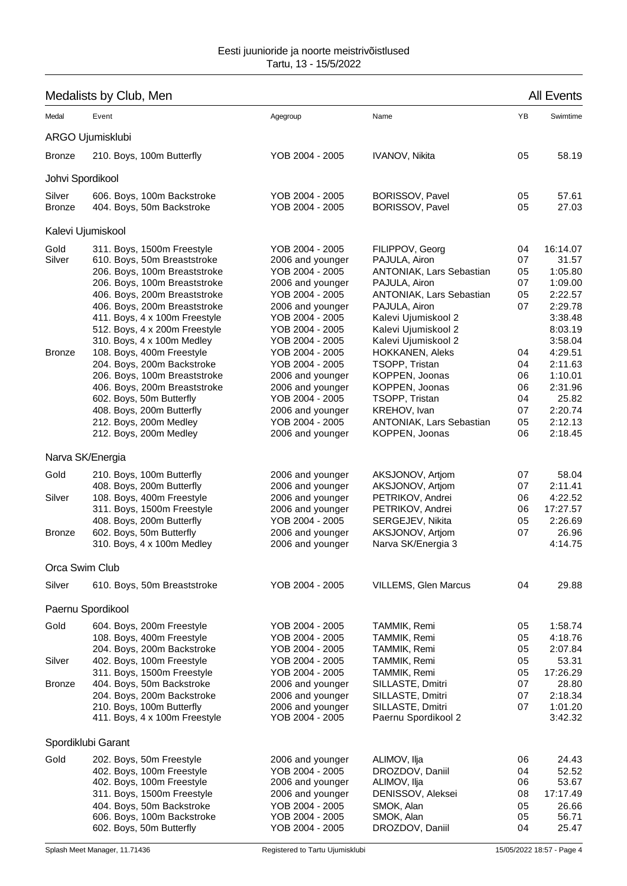Eesti juunioride ja noorte meistrivõistlused
Tartu, 13 - 15/5/2022

## Medalists by Club, Men

All Events

| Medal | Event | Agegroup | Name | YB | Swimtime |
|---|---|---|---|---|---|
| **ARGO Ujumisklubi** | | | | | |
| Bronze | 210. Boys, 100m Butterfly | YOB 2004 - 2005 | IVANOV, Nikita | 05 | 58.19 |
| **Johvi Spordikool** | | | | | |
| Silver | 606. Boys, 100m Backstroke | YOB 2004 - 2005 | BORISSOV, Pavel | 05 | 57.61 |
| Bronze | 404. Boys, 50m Backstroke | YOB 2004 - 2005 | BORISSOV, Pavel | 05 | 27.03 |
| **Kalevi Ujumiskool** | | | | | |
| Gold | 311. Boys, 1500m Freestyle | YOB 2004 - 2005 | FILIPPOV, Georg | 04 | 16:14.07 |
| Silver | 610. Boys, 50m Breaststroke | 2006 and younger | PAJULA, Airon | 07 | 31.57 |
| | 206. Boys, 100m Breaststroke | YOB 2004 - 2005 | ANTONIAK, Lars Sebastian | 05 | 1:05.80 |
| | 206. Boys, 100m Breaststroke | 2006 and younger | PAJULA, Airon | 07 | 1:09.00 |
| | 406. Boys, 200m Breaststroke | YOB 2004 - 2005 | ANTONIAK, Lars Sebastian | 05 | 2:22.57 |
| | 406. Boys, 200m Breaststroke | 2006 and younger | PAJULA, Airon | 07 | 2:29.78 |
| | 411. Boys, 4 x 100m Freestyle | YOB 2004 - 2005 | Kalevi Ujumiskool 2 | | 3:38.48 |
| | 512. Boys, 4 x 200m Freestyle | YOB 2004 - 2005 | Kalevi Ujumiskool 2 | | 8:03.19 |
| | 310. Boys, 4 x 100m Medley | YOB 2004 - 2005 | Kalevi Ujumiskool 2 | | 3:58.04 |
| Bronze | 108. Boys, 400m Freestyle | YOB 2004 - 2005 | HOKKANEN, Aleks | 04 | 4:29.51 |
| | 204. Boys, 200m Backstroke | YOB 2004 - 2005 | TSOPP, Tristan | 04 | 2:11.63 |
| | 206. Boys, 100m Breaststroke | 2006 and younger | KOPPEN, Joonas | 06 | 1:10.01 |
| | 406. Boys, 200m Breaststroke | 2006 and younger | KOPPEN, Joonas | 06 | 2:31.96 |
| | 602. Boys, 50m Butterfly | YOB 2004 - 2005 | TSOPP, Tristan | 04 | 25.82 |
| | 408. Boys, 200m Butterfly | 2006 and younger | KREHOV, Ivan | 07 | 2:20.74 |
| | 212. Boys, 200m Medley | YOB 2004 - 2005 | ANTONIAK, Lars Sebastian | 05 | 2:12.13 |
| | 212. Boys, 200m Medley | 2006 and younger | KOPPEN, Joonas | 06 | 2:18.45 |
| **Narva SK/Energia** | | | | | |
| Gold | 210. Boys, 100m Butterfly | 2006 and younger | AKSJONOV, Artjom | 07 | 58.04 |
| | 408. Boys, 200m Butterfly | 2006 and younger | AKSJONOV, Artjom | 07 | 2:11.41 |
| Silver | 108. Boys, 400m Freestyle | 2006 and younger | PETRIKOV, Andrei | 06 | 4:22.52 |
| | 311. Boys, 1500m Freestyle | 2006 and younger | PETRIKOV, Andrei | 06 | 17:27.57 |
| | 408. Boys, 200m Butterfly | YOB 2004 - 2005 | SERGEJEV, Nikita | 05 | 2:26.69 |
| Bronze | 602. Boys, 50m Butterfly | 2006 and younger | AKSJONOV, Artjom | 07 | 26.96 |
| | 310. Boys, 4 x 100m Medley | 2006 and younger | Narva SK/Energia 3 | | 4:14.75 |
| **Orca Swim Club** | | | | | |
| Silver | 610. Boys, 50m Breaststroke | YOB 2004 - 2005 | VILLEMS, Glen Marcus | 04 | 29.88 |
| **Paernu Spordikool** | | | | | |
| Gold | 604. Boys, 200m Freestyle | YOB 2004 - 2005 | TAMMIK, Remi | 05 | 1:58.74 |
| | 108. Boys, 400m Freestyle | YOB 2004 - 2005 | TAMMIK, Remi | 05 | 4:18.76 |
| | 204. Boys, 200m Backstroke | YOB 2004 - 2005 | TAMMIK, Remi | 05 | 2:07.84 |
| Silver | 402. Boys, 100m Freestyle | YOB 2004 - 2005 | TAMMIK, Remi | 05 | 53.31 |
| | 311. Boys, 1500m Freestyle | YOB 2004 - 2005 | TAMMIK, Remi | 05 | 17:26.29 |
| Bronze | 404. Boys, 50m Backstroke | 2006 and younger | SILLASTE, Dmitri | 07 | 28.80 |
| | 204. Boys, 200m Backstroke | 2006 and younger | SILLASTE, Dmitri | 07 | 2:18.34 |
| | 210. Boys, 100m Butterfly | 2006 and younger | SILLASTE, Dmitri | 07 | 1:01.20 |
| | 411. Boys, 4 x 100m Freestyle | YOB 2004 - 2005 | Paernu Spordikool 2 | | 3:42.32 |
| **Spordiklubi Garant** | | | | | |
| Gold | 202. Boys, 50m Freestyle | 2006 and younger | ALIMOV, Ilja | 06 | 24.43 |
| | 402. Boys, 100m Freestyle | YOB 2004 - 2005 | DROZDOV, Daniil | 04 | 52.52 |
| | 402. Boys, 100m Freestyle | 2006 and younger | ALIMOV, Ilja | 06 | 53.67 |
| | 311. Boys, 1500m Freestyle | 2006 and younger | DENISSOV, Aleksei | 08 | 17:17.49 |
| | 404. Boys, 50m Backstroke | YOB 2004 - 2005 | SMOK, Alan | 05 | 26.66 |
| | 606. Boys, 100m Backstroke | YOB 2004 - 2005 | SMOK, Alan | 05 | 56.71 |
| | 602. Boys, 50m Butterfly | YOB 2004 - 2005 | DROZDOV, Daniil | 04 | 25.47 |

Splash Meet Manager, 11.71436 — Registered to Tartu Ujumisklubi — 15/05/2022 18:57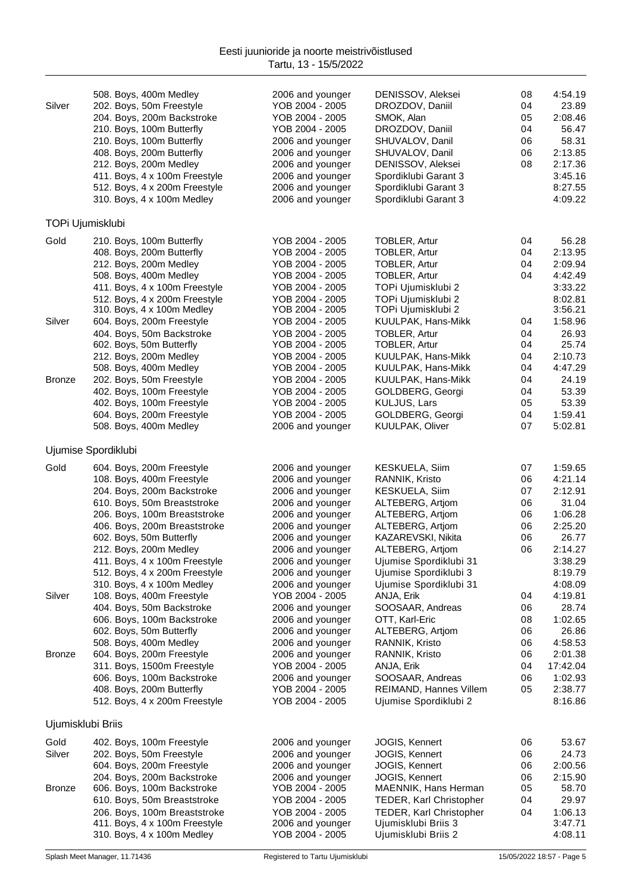| | Event | Age group | Name | YOB | Time |
|---|---|---|---|---|---|
| | 508. Boys, 400m Medley | 2006 and younger | DENISSOV, Aleksei | 08 | 4:54.19 |
| Silver | 202. Boys, 50m Freestyle | YOB 2004 - 2005 | DROZDOV, Daniil | 04 | 23.89 |
| | 204. Boys, 200m Backstroke | YOB 2004 - 2005 | SMOK, Alan | 05 | 2:08.46 |
| | 210. Boys, 100m Butterfly | YOB 2004 - 2005 | DROZDOV, Daniil | 04 | 56.47 |
| | 210. Boys, 100m Butterfly | 2006 and younger | SHUVALOV, Danil | 06 | 58.31 |
| | 408. Boys, 200m Butterfly | 2006 and younger | SHUVALOV, Danil | 06 | 2:13.85 |
| | 212. Boys, 200m Medley | 2006 and younger | DENISSOV, Aleksei | 08 | 2:17.36 |
| | 411. Boys, 4 x 100m Freestyle | 2006 and younger | Spordiklubi Garant 3 | | 3:45.16 |
| | 512. Boys, 4 x 200m Freestyle | 2006 and younger | Spordiklubi Garant 3 | | 8:27.55 |
| | 310. Boys, 4 x 100m Medley | 2006 and younger | Spordiklubi Garant 3 | | 4:09.22 |

## TOPi Ujumisklubi

| | Event | Age group | Name | YOB | Time |
|---|---|---|---|---|---|
| Gold | 210. Boys, 100m Butterfly | YOB 2004 - 2005 | TOBLER, Artur | 04 | 56.28 |
| | 408. Boys, 200m Butterfly | YOB 2004 - 2005 | TOBLER, Artur | 04 | 2:13.95 |
| | 212. Boys, 200m Medley | YOB 2004 - 2005 | TOBLER, Artur | 04 | 2:09.94 |
| | 508. Boys, 400m Medley | YOB 2004 - 2005 | TOBLER, Artur | 04 | 4:42.49 |
| | 411. Boys, 4 x 100m Freestyle | YOB 2004 - 2005 | TOPi Ujumisklubi 2 | | 3:33.22 |
| | 512. Boys, 4 x 200m Freestyle | YOB 2004 - 2005 | TOPi Ujumisklubi 2 | | 8:02.81 |
| | 310. Boys, 4 x 100m Medley | YOB 2004 - 2005 | TOPi Ujumisklubi 2 | | 3:56.21 |
| Silver | 604. Boys, 200m Freestyle | YOB 2004 - 2005 | KUULPAK, Hans-Mikk | 04 | 1:58.96 |
| | 404. Boys, 50m Backstroke | YOB 2004 - 2005 | TOBLER, Artur | 04 | 26.93 |
| | 602. Boys, 50m Butterfly | YOB 2004 - 2005 | TOBLER, Artur | 04 | 25.74 |
| | 212. Boys, 200m Medley | YOB 2004 - 2005 | KUULPAK, Hans-Mikk | 04 | 2:10.73 |
| | 508. Boys, 400m Medley | YOB 2004 - 2005 | KUULPAK, Hans-Mikk | 04 | 4:47.29 |
| Bronze | 202. Boys, 50m Freestyle | YOB 2004 - 2005 | KUULPAK, Hans-Mikk | 04 | 24.19 |
| | 402. Boys, 100m Freestyle | YOB 2004 - 2005 | GOLDBERG, Georgi | 04 | 53.39 |
| | 402. Boys, 100m Freestyle | YOB 2004 - 2005 | KULJUS, Lars | 05 | 53.39 |
| | 604. Boys, 200m Freestyle | YOB 2004 - 2005 | GOLDBERG, Georgi | 04 | 1:59.41 |
| | 508. Boys, 400m Medley | 2006 and younger | KUULPAK, Oliver | 07 | 5:02.81 |

## Ujumise Spordiklubi

| | Event | Age group | Name | YOB | Time |
|---|---|---|---|---|---|
| Gold | 604. Boys, 200m Freestyle | 2006 and younger | KESKUELA, Siim | 07 | 1:59.65 |
| | 108. Boys, 400m Freestyle | 2006 and younger | RANNIK, Kristo | 06 | 4:21.14 |
| | 204. Boys, 200m Backstroke | 2006 and younger | KESKUELA, Siim | 07 | 2:12.91 |
| | 610. Boys, 50m Breaststroke | 2006 and younger | ALTEBERG, Artjom | 06 | 31.04 |
| | 206. Boys, 100m Breaststroke | 2006 and younger | ALTEBERG, Artjom | 06 | 1:06.28 |
| | 406. Boys, 200m Breaststroke | 2006 and younger | ALTEBERG, Artjom | 06 | 2:25.20 |
| | 602. Boys, 50m Butterfly | 2006 and younger | KAZAREVSKI, Nikita | 06 | 26.77 |
| | 212. Boys, 200m Medley | 2006 and younger | ALTEBERG, Artjom | 06 | 2:14.27 |
| | 411. Boys, 4 x 100m Freestyle | 2006 and younger | Ujumise Spordiklubi 31 | | 3:38.29 |
| | 512. Boys, 4 x 200m Freestyle | 2006 and younger | Ujumise Spordiklubi 3 | | 8:19.79 |
| | 310. Boys, 4 x 100m Medley | 2006 and younger | Ujumise Spordiklubi 31 | | 4:08.09 |
| Silver | 108. Boys, 400m Freestyle | YOB 2004 - 2005 | ANJA, Erik | 04 | 4:19.81 |
| | 404. Boys, 50m Backstroke | 2006 and younger | SOOSAAR, Andreas | 06 | 28.74 |
| | 606. Boys, 100m Backstroke | 2006 and younger | OTT, Karl-Eric | 08 | 1:02.65 |
| | 602. Boys, 50m Butterfly | 2006 and younger | ALTEBERG, Artjom | 06 | 26.86 |
| | 508. Boys, 400m Medley | 2006 and younger | RANNIK, Kristo | 06 | 4:58.53 |
| Bronze | 604. Boys, 200m Freestyle | 2006 and younger | RANNIK, Kristo | 06 | 2:01.38 |
| | 311. Boys, 1500m Freestyle | YOB 2004 - 2005 | ANJA, Erik | 04 | 17:42.04 |
| | 606. Boys, 100m Backstroke | 2006 and younger | SOOSAAR, Andreas | 06 | 1:02.93 |
| | 408. Boys, 200m Butterfly | YOB 2004 - 2005 | REIMAND, Hannes Villem | 05 | 2:38.77 |
| | 512. Boys, 4 x 200m Freestyle | YOB 2004 - 2005 | Ujumise Spordiklubi 2 | | 8:16.86 |

## Ujumisklubi Briis

| | Event | Age group | Name | YOB | Time |
|---|---|---|---|---|---|
| Gold | 402. Boys, 100m Freestyle | 2006 and younger | JOGIS, Kennert | 06 | 53.67 |
| Silver | 202. Boys, 50m Freestyle | 2006 and younger | JOGIS, Kennert | 06 | 24.73 |
| | 604. Boys, 200m Freestyle | 2006 and younger | JOGIS, Kennert | 06 | 2:00.56 |
| | 204. Boys, 200m Backstroke | 2006 and younger | JOGIS, Kennert | 06 | 2:15.90 |
| Bronze | 606. Boys, 100m Backstroke | YOB 2004 - 2005 | MAENNIK, Hans Herman | 05 | 58.70 |
| | 610. Boys, 50m Breaststroke | YOB 2004 - 2005 | TEDER, Karl Christopher | 04 | 29.97 |
| | 206. Boys, 100m Breaststroke | YOB 2004 - 2005 | TEDER, Karl Christopher | 04 | 1:06.13 |
| | 411. Boys, 4 x 100m Freestyle | 2006 and younger | Ujumisklubi Briis 3 | | 3:47.71 |
| | 310. Boys, 4 x 100m Medley | YOB 2004 - 2005 | Ujumisklubi Briis 2 | | 4:08.11 |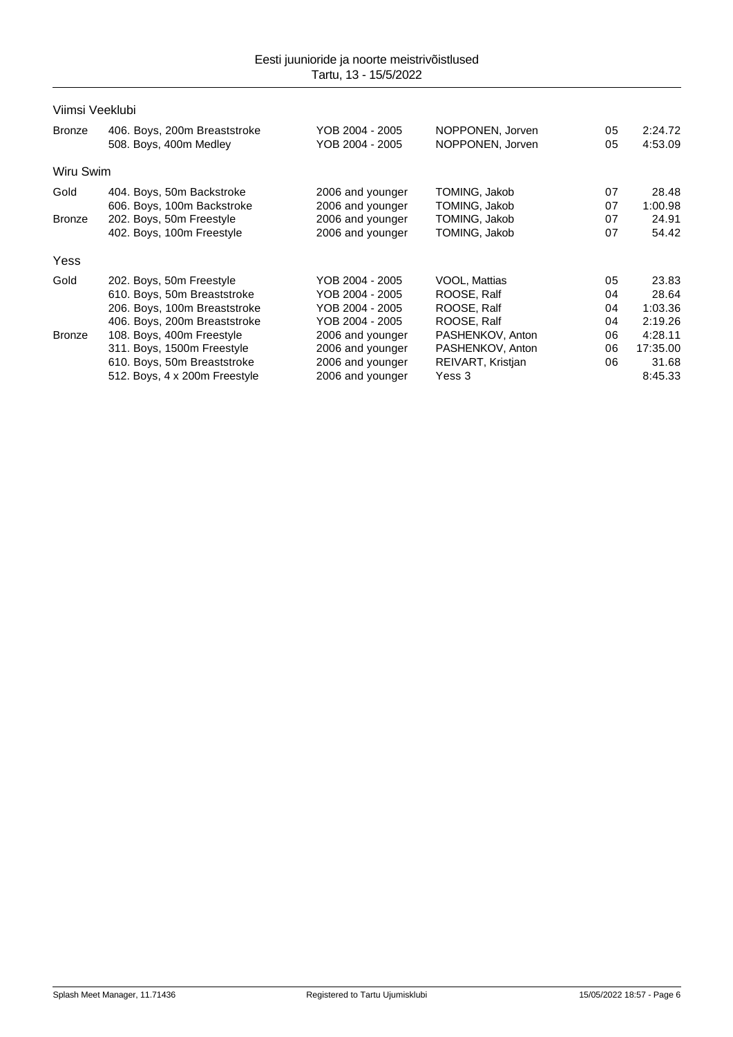## Viimsi Veeklubi

| | | | | | |
|---|---|---|---|---|---|
| Bronze | 406. Boys, 200m Breaststroke | YOB 2004 - 2005 | NOPPONEN, Jorven | 05 | 2:24.72 |
| | 508. Boys, 400m Medley | YOB 2004 - 2005 | NOPPONEN, Jorven | 05 | 4:53.09 |

## Wiru Swim

| | | | | | |
|---|---|---|---|---|---|
| Gold | 404. Boys, 50m Backstroke | 2006 and younger | TOMING, Jakob | 07 | 28.48 |
| | 606. Boys, 100m Backstroke | 2006 and younger | TOMING, Jakob | 07 | 1:00.98 |
| Bronze | 202. Boys, 50m Freestyle | 2006 and younger | TOMING, Jakob | 07 | 24.91 |
| | 402. Boys, 100m Freestyle | 2006 and younger | TOMING, Jakob | 07 | 54.42 |

## Yess

| | | | | | |
|---|---|---|---|---|---|
| Gold | 202. Boys, 50m Freestyle | YOB 2004 - 2005 | VOOL, Mattias | 05 | 23.83 |
| | 610. Boys, 50m Breaststroke | YOB 2004 - 2005 | ROOSE, Ralf | 04 | 28.64 |
| | 206. Boys, 100m Breaststroke | YOB 2004 - 2005 | ROOSE, Ralf | 04 | 1:03.36 |
| | 406. Boys, 200m Breaststroke | YOB 2004 - 2005 | ROOSE, Ralf | 04 | 2:19.26 |
| Bronze | 108. Boys, 400m Freestyle | 2006 and younger | PASHENKOV, Anton | 06 | 4:28.11 |
| | 311. Boys, 1500m Freestyle | 2006 and younger | PASHENKOV, Anton | 06 | 17:35.00 |
| | 610. Boys, 50m Breaststroke | 2006 and younger | REIVART, Kristjan | 06 | 31.68 |
| | 512. Boys, 4 x 200m Freestyle | 2006 and younger | Yess 3 | | 8:45.33 |